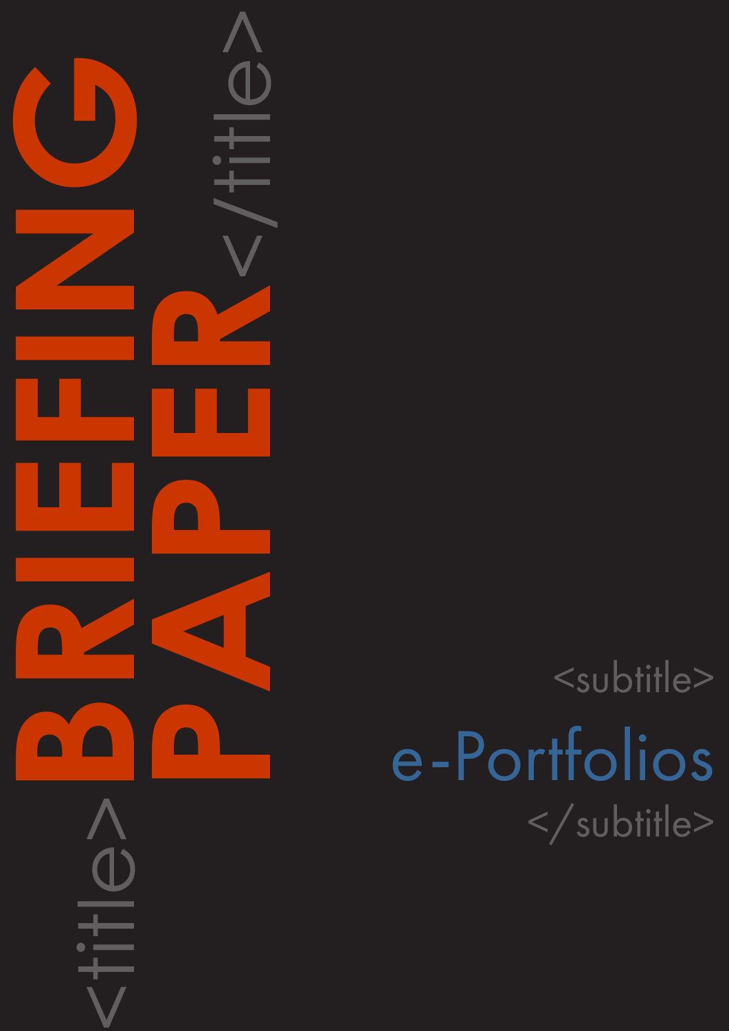<title>

# BRIEFING PAPER

</title>

<subtitle>

## e-Portfolios

</subtitle>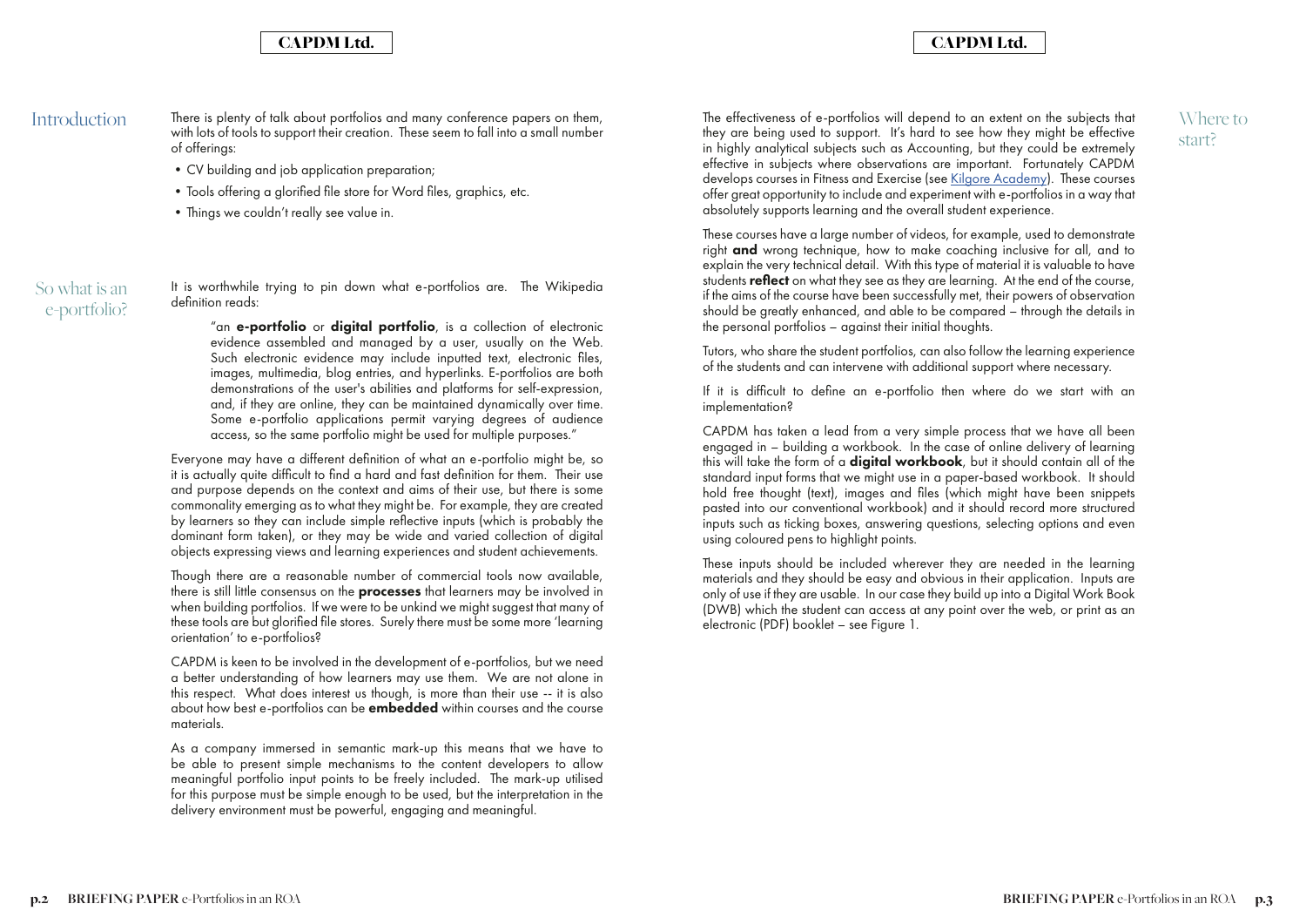## Introduction

There is plenty of talk about portfolios and many conference papers on them, with lots of tools to support their creation. These seem to fall into a small number of offerings:

- CV building and job application preparation;
- Tools offering a glorified file store for Word files, graphics, etc.
- Things we couldn't really see value in.

## So what is an e-portfolio?

It is worthwhile trying to pin down what e-portfolios are. The Wikipedia definition reads:

> "an **e-portfolio** or **digital portfolio**, is a collection of electronic evidence assembled and managed by a user, usually on the Web. Such electronic evidence may include inputted text, electronic files, images, multimedia, blog entries, and hyperlinks. E-portfolios are both demonstrations of the user's abilities and platforms for self-expression, and, if they are online, they can be maintained dynamically over time. Some e-portfolio applications permit varying degrees of audience access, so the same portfolio might be used for multiple purposes."

Everyone may have a different definition of what an e-portfolio might be, so it is actually quite difficult to find a hard and fast definition for them. Their use and purpose depends on the context and aims of their use, but there is some commonality emerging as to what they might be. For example, they are created by learners so they can include simple reflective inputs (which is probably the dominant form taken), or they may be wide and varied collection of digital objects expressing views and learning experiences and student achievements.

Though there are a reasonable number of commercial tools now available, there is still little consensus on the **processes** that learners may be involved in when building portfolios. If we were to be unkind we might suggest that many of these tools are but glorified file stores. Surely there must be some more 'learning orientation' to e-portfolios?

CAPDM is keen to be involved in the development of e-portfolios, but we need a better understanding of how learners may use them. We are not alone in this respect. What does interest us though, is more than their use -- it is also about how best e-portfolios can be **embedded** within courses and the course materials.

As a company immersed in semantic mark-up this means that we have to be able to present simple mechanisms to the content developers to allow meaningful portfolio input points to be freely included. The mark-up utilised for this purpose must be simple enough to be used, but the interpretation in the delivery environment must be powerful, engaging and meaningful.

## Where to start?

The effectiveness of e-portfolios will depend to an extent on the subjects that they are being used to support. It's hard to see how they might be effective in highly analytical subjects such as Accounting, but they could be extremely effective in subjects where observations are important. Fortunately CAPDM develops courses in Fitness and Exercise (see Kilgore Academy). These courses offer great opportunity to include and experiment with e-portfolios in a way that absolutely supports learning and the overall student experience.

These courses have a large number of videos, for example, used to demonstrate right **and** wrong technique, how to make coaching inclusive for all, and to explain the very technical detail. With this type of material it is valuable to have students **reflect** on what they see as they are learning. At the end of the course, if the aims of the course have been successfully met, their powers of observation should be greatly enhanced, and able to be compared – through the details in the personal portfolios – against their initial thoughts.

Tutors, who share the student portfolios, can also follow the learning experience of the students and can intervene with additional support where necessary.

If it is difficult to define an e-portfolio then where do we start with an implementation?

CAPDM has taken a lead from a very simple process that we have all been engaged in – building a workbook. In the case of online delivery of learning this will take the form of a **digital workbook**, but it should contain all of the standard input forms that we might use in a paper-based workbook. It should hold free thought (text), images and files (which might have been snippets pasted into our conventional workbook) and it should record more structured inputs such as ticking boxes, answering questions, selecting options and even using coloured pens to highlight points.

These inputs should be included wherever they are needed in the learning materials and they should be easy and obvious in their application. Inputs are only of use if they are usable. In our case they build up into a Digital Work Book (DWB) which the student can access at any point over the web, or print as an electronic (PDF) booklet – see Figure 1.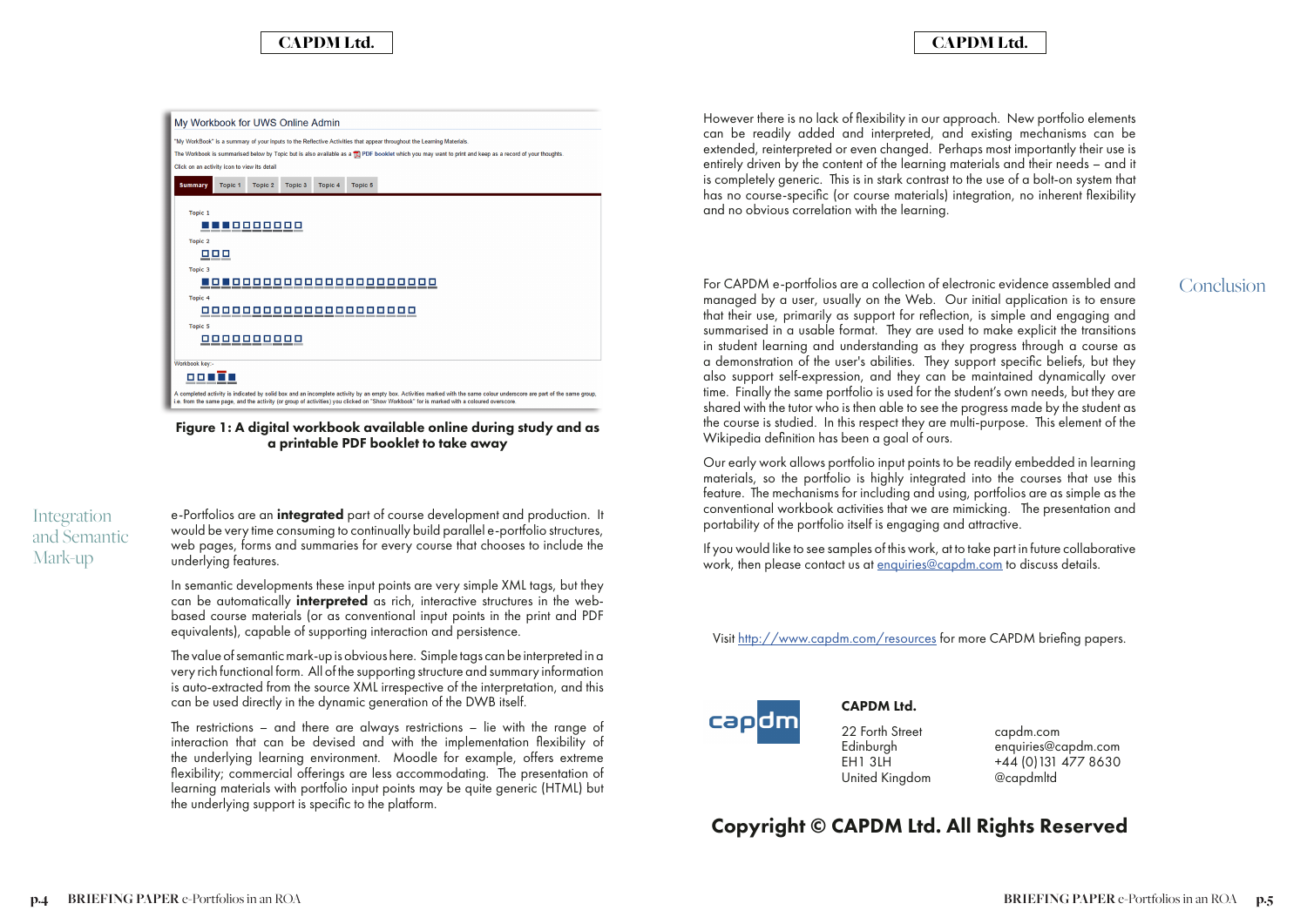My Workbook for UWS Online Admin

"My WorkBook" is a summary of your inputs to the Reflective Activities that appear throughout the Learning Materials.

The Workbook is summarised below by Topic but is also available as a PDF booklet which you may want to print and keep as a record of your thoughts.

Click on an activity icon to view its detail

Summary | Topic 1 | Topic 2 | Topic 3 | Topic 4 | Topic 5

Topic 1

Topic 2

Topic 3

Topic 4

Topic 5

Workbook key:-

A completed activity is indicated by solid box and an incomplete activity by an empty box. Activities marked with the same colour underscore are part of the same group, i.e. from the same page, and the activity (or group of activities) you clicked on "Show Workbook" for is marked with a coloured overscore.

**Figure 1: A digital workbook available online during study and as a printable PDF booklet to take away**

## Integration and Semantic Mark-up

e-Portfolios are an **integrated** part of course development and production. It would be very time consuming to continually build parallel e-portfolio structures, web pages, forms and summaries for every course that chooses to include the underlying features.

In semantic developments these input points are very simple XML tags, but they can be automatically **interpreted** as rich, interactive structures in the web-based course materials (or as conventional input points in the print and PDF equivalents), capable of supporting interaction and persistence.

The value of semantic mark-up is obvious here. Simple tags can be interpreted in a very rich functional form. All of the supporting structure and summary information is auto-extracted from the source XML irrespective of the interpretation, and this can be used directly in the dynamic generation of the DWB itself.

The restrictions – and there are always restrictions – lie with the range of interaction that can be devised and with the implementation flexibility of the underlying learning environment. Moodle for example, offers extreme flexibility; commercial offerings are less accommodating. The presentation of learning materials with portfolio input points may be quite generic (HTML) but the underlying support is specific to the platform.

However there is no lack of flexibility in our approach. New portfolio elements can be readily added and interpreted, and existing mechanisms can be extended, reinterpreted or even changed. Perhaps most importantly their use is entirely driven by the content of the learning materials and their needs – and it is completely generic. This is in stark contrast to the use of a bolt-on system that has no course-specific (or course materials) integration, no inherent flexibility and no obvious correlation with the learning.

## Conclusion

For CAPDM e-portfolios are a collection of electronic evidence assembled and managed by a user, usually on the Web. Our initial application is to ensure that their use, primarily as support for reflection, is simple and engaging and summarised in a usable format. They are used to make explicit the transitions in student learning and understanding as they progress through a course as a demonstration of the user's abilities. They support specific beliefs, but they also support self-expression, and they can be maintained dynamically over time. Finally the same portfolio is used for the student's own needs, but they are shared with the tutor who is then able to see the progress made by the student as the course is studied. In this respect they are multi-purpose. This element of the Wikipedia definition has been a goal of ours.

Our early work allows portfolio input points to be readily embedded in learning materials, so the portfolio is highly integrated into the courses that use this feature. The mechanisms for including and using, portfolios are as simple as the conventional workbook activities that we are mimicking. The presentation and portability of the portfolio itself is engaging and attractive.

If you would like to see samples of this work, at to take part in future collaborative work, then please contact us at enquiries@capdm.com to discuss details.

Visit http://www.capdm.com/resources for more CAPDM briefing papers.

**CAPDM Ltd.**

22 Forth Street
Edinburgh
EH1 3LH
United Kingdom

capdm.com
enquiries@capdm.com
+44 (0)131 477 8630
@capdmltd

**Copyright © CAPDM Ltd. All Rights Reserved**